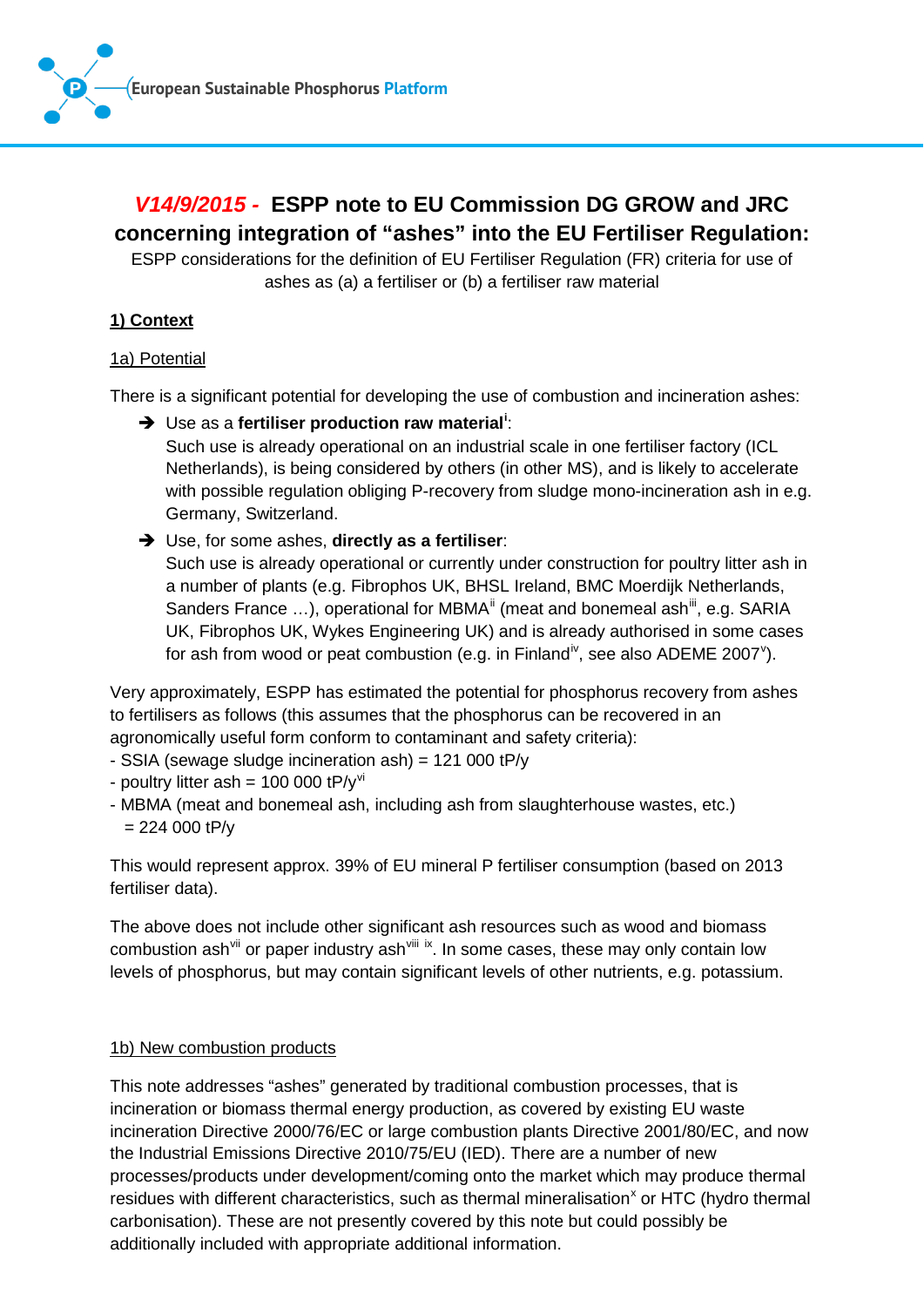European Sustainable Phosphorus Platform

# *V14/9/2015 -* ESPP note to EU Commission DG GROW and JRC concerning integration of “ashes” into the EU Fertiliser Regulation:

ESPP considerations for the definition of EU Fertiliser Regulation (FR) criteria for use of ashes as (a) a fertiliser or (b) a fertiliser raw material

## 1) Context

### 1a) Potential

There is a significant potential for developing the use of combustion and incineration ashes:

- ➔ Use as a **fertiliser production raw material**[i]:
  Such use is already operational on an industrial scale in one fertiliser factory (ICL Netherlands), is being considered by others (in other MS), and is likely to accelerate with possible regulation obliging P-recovery from sludge mono-incineration ash in e.g. Germany, Switzerland.
- ➔ Use, for some ashes, **directly as a fertiliser**:
  Such use is already operational or currently under construction for poultry litter ash in a number of plants (e.g. Fibrophos UK, BHSL Ireland, BMC Moerdijk Netherlands, Sanders France …), operational for MBMA[ii] (meat and bonemeal ash[iii], e.g. SARIA UK, Fibrophos UK, Wykes Engineering UK) and is already authorised in some cases for ash from wood or peat combustion (e.g. in Finland[iv], see also ADEME 2007[v]).

Very approximately, ESPP has estimated the potential for phosphorus recovery from ashes to fertilisers as follows (this assumes that the phosphorus can be recovered in an agronomically useful form conform to contaminant and safety criteria):

- SSIA (sewage sludge incineration ash) = 121 000 tP/y
- poultry litter ash = 100 000 tP/y[vi]
- MBMA (meat and bonemeal ash, including ash from slaughterhouse wastes, etc.)
  = 224 000 tP/y

This would represent approx. 39% of EU mineral P fertiliser consumption (based on 2013 fertiliser data).

The above does not include other significant ash resources such as wood and biomass combustion ash[vii] or paper industry ash[viii] [ix]. In some cases, these may only contain low levels of phosphorus, but may contain significant levels of other nutrients, e.g. potassium.

### 1b) New combustion products

This note addresses “ashes” generated by traditional combustion processes, that is incineration or biomass thermal energy production, as covered by existing EU waste incineration Directive 2000/76/EC or large combustion plants Directive 2001/80/EC, and now the Industrial Emissions Directive 2010/75/EU (IED). There are a number of new processes/products under development/coming onto the market which may produce thermal residues with different characteristics, such as thermal mineralisation[x] or HTC (hydro thermal carbonisation). These are not presently covered by this note but could possibly be additionally included with appropriate additional information.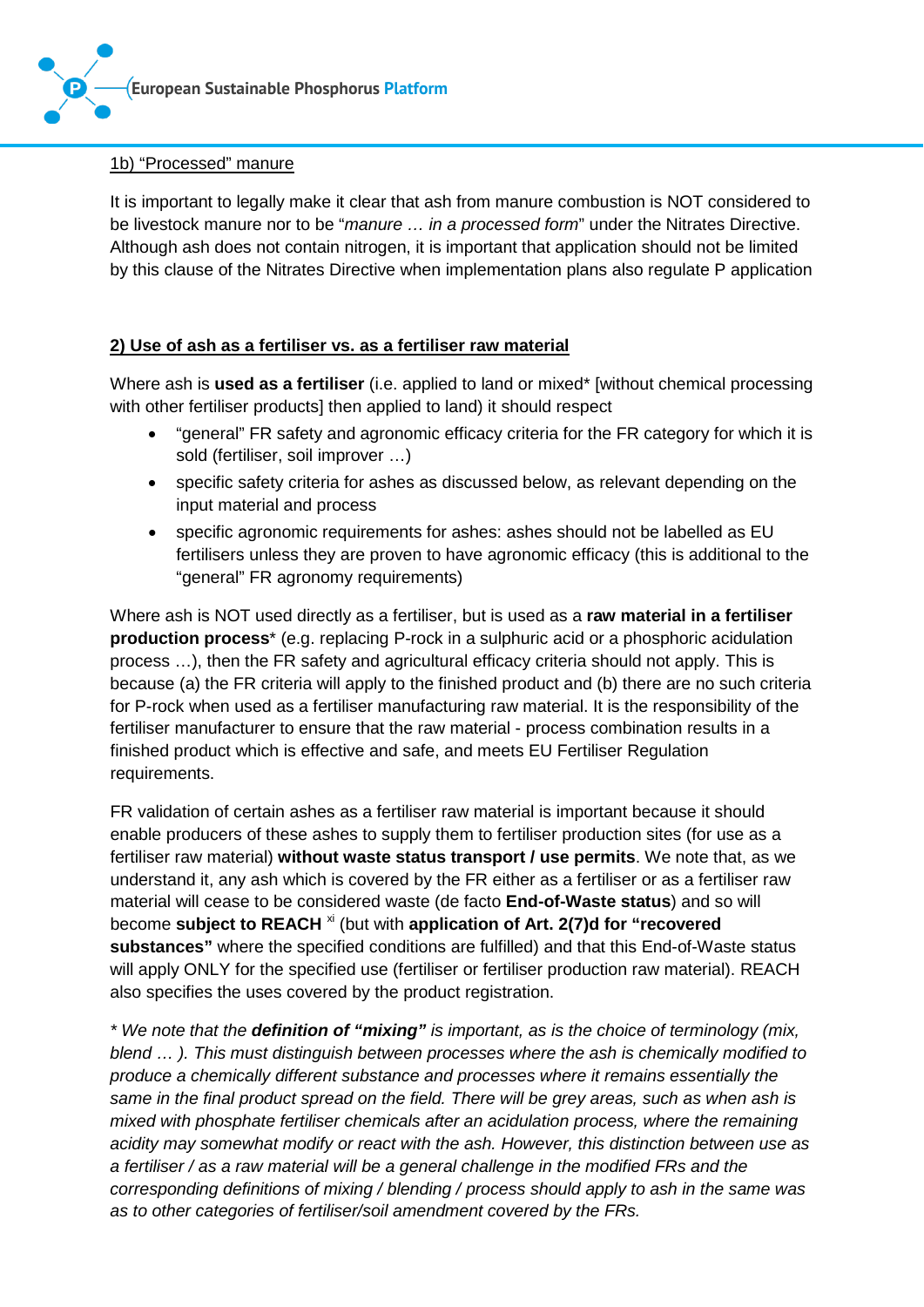1b) "Processed" manure

It is important to legally make it clear that ash from manure combustion is NOT considered to be livestock manure nor to be "*manure … in a processed form*" under the Nitrates Directive. Although ash does not contain nitrogen, it is important that application should not be limited by this clause of the Nitrates Directive when implementation plans also regulate P application

## 2) Use of ash as a fertiliser vs. as a fertiliser raw material

Where ash is **used as a fertiliser** (i.e. applied to land or mixed* [without chemical processing with other fertiliser products] then applied to land) it should respect

- "general" FR safety and agronomic efficacy criteria for the FR category for which it is sold (fertiliser, soil improver …)
- specific safety criteria for ashes as discussed below, as relevant depending on the input material and process
- specific agronomic requirements for ashes: ashes should not be labelled as EU fertilisers unless they are proven to have agronomic efficacy (this is additional to the "general" FR agronomy requirements)

Where ash is NOT used directly as a fertiliser, but is used as a **raw material in a fertiliser production process*** (e.g. replacing P-rock in a sulphuric acid or a phosphoric acidulation process …), then the FR safety and agricultural efficacy criteria should not apply. This is because (a) the FR criteria will apply to the finished product and (b) there are no such criteria for P-rock when used as a fertiliser manufacturing raw material. It is the responsibility of the fertiliser manufacturer to ensure that the raw material - process combination results in a finished product which is effective and safe, and meets EU Fertiliser Regulation requirements.

FR validation of certain ashes as a fertiliser raw material is important because it should enable producers of these ashes to supply them to fertiliser production sites (for use as a fertiliser raw material) **without waste status transport / use permits**. We note that, as we understand it, any ash which is covered by the FR either as a fertiliser or as a fertiliser raw material will cease to be considered waste (de facto **End-of-Waste status**) and so will become **subject to REACH** [xi] (but with **application of Art. 2(7)d for "recovered substances"** where the specified conditions are fulfilled) and that this End-of-Waste status will apply ONLY for the specified use (fertiliser or fertiliser production raw material). REACH also specifies the uses covered by the product registration.

*\* We note that the **definition of "mixing"** is important, as is the choice of terminology (mix, blend … ). This must distinguish between processes where the ash is chemically modified to produce a chemically different substance and processes where it remains essentially the same in the final product spread on the field. There will be grey areas, such as when ash is mixed with phosphate fertiliser chemicals after an acidulation process, where the remaining acidity may somewhat modify or react with the ash. However, this distinction between use as a fertiliser / as a raw material will be a general challenge in the modified FRs and the corresponding definitions of mixing / blending / process should apply to ash in the same was as to other categories of fertiliser/soil amendment covered by the FRs.*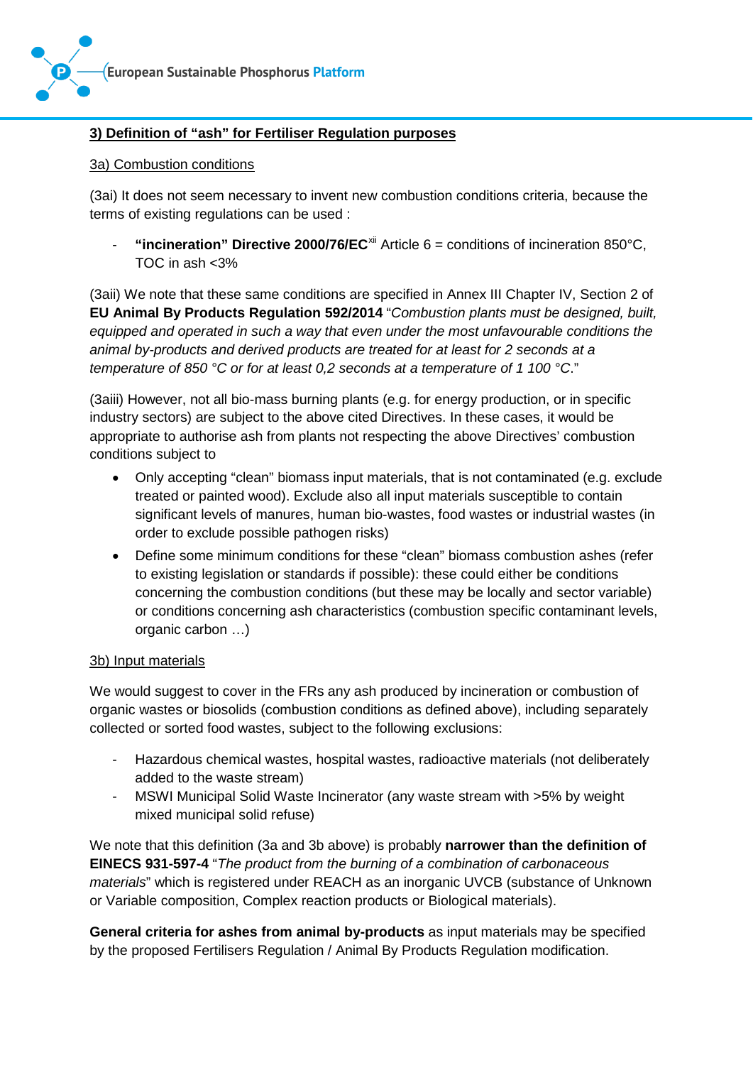## 3) Definition of "ash" for Fertiliser Regulation purposes

### 3a) Combustion conditions

(3ai) It does not seem necessary to invent new combustion conditions criteria, because the terms of existing regulations can be used :

- **"incineration" Directive 2000/76/EC**[xii] Article 6 = conditions of incineration 850°C, TOC in ash <3%

(3aii) We note that these same conditions are specified in Annex III Chapter IV, Section 2 of **EU Animal By Products Regulation 592/2014** "*Combustion plants must be designed, built, equipped and operated in such a way that even under the most unfavourable conditions the animal by-products and derived products are treated for at least for 2 seconds at a temperature of 850 °C or for at least 0,2 seconds at a temperature of 1 100 °C*."

(3aiii) However, not all bio-mass burning plants (e.g. for energy production, or in specific industry sectors) are subject to the above cited Directives. In these cases, it would be appropriate to authorise ash from plants not respecting the above Directives' combustion conditions subject to

- Only accepting "clean" biomass input materials, that is not contaminated (e.g. exclude treated or painted wood). Exclude also all input materials susceptible to contain significant levels of manures, human bio-wastes, food wastes or industrial wastes (in order to exclude possible pathogen risks)
- Define some minimum conditions for these "clean" biomass combustion ashes (refer to existing legislation or standards if possible): these could either be conditions concerning the combustion conditions (but these may be locally and sector variable) or conditions concerning ash characteristics (combustion specific contaminant levels, organic carbon …)

### 3b) Input materials

We would suggest to cover in the FRs any ash produced by incineration or combustion of organic wastes or biosolids (combustion conditions as defined above), including separately collected or sorted food wastes, subject to the following exclusions:

- Hazardous chemical wastes, hospital wastes, radioactive materials (not deliberately added to the waste stream)
- MSWI Municipal Solid Waste Incinerator (any waste stream with >5% by weight mixed municipal solid refuse)

We note that this definition (3a and 3b above) is probably **narrower than the definition of EINECS 931-597-4** "*The product from the burning of a combination of carbonaceous materials*" which is registered under REACH as an inorganic UVCB (substance of Unknown or Variable composition, Complex reaction products or Biological materials).

**General criteria for ashes from animal by-products** as input materials may be specified by the proposed Fertilisers Regulation / Animal By Products Regulation modification.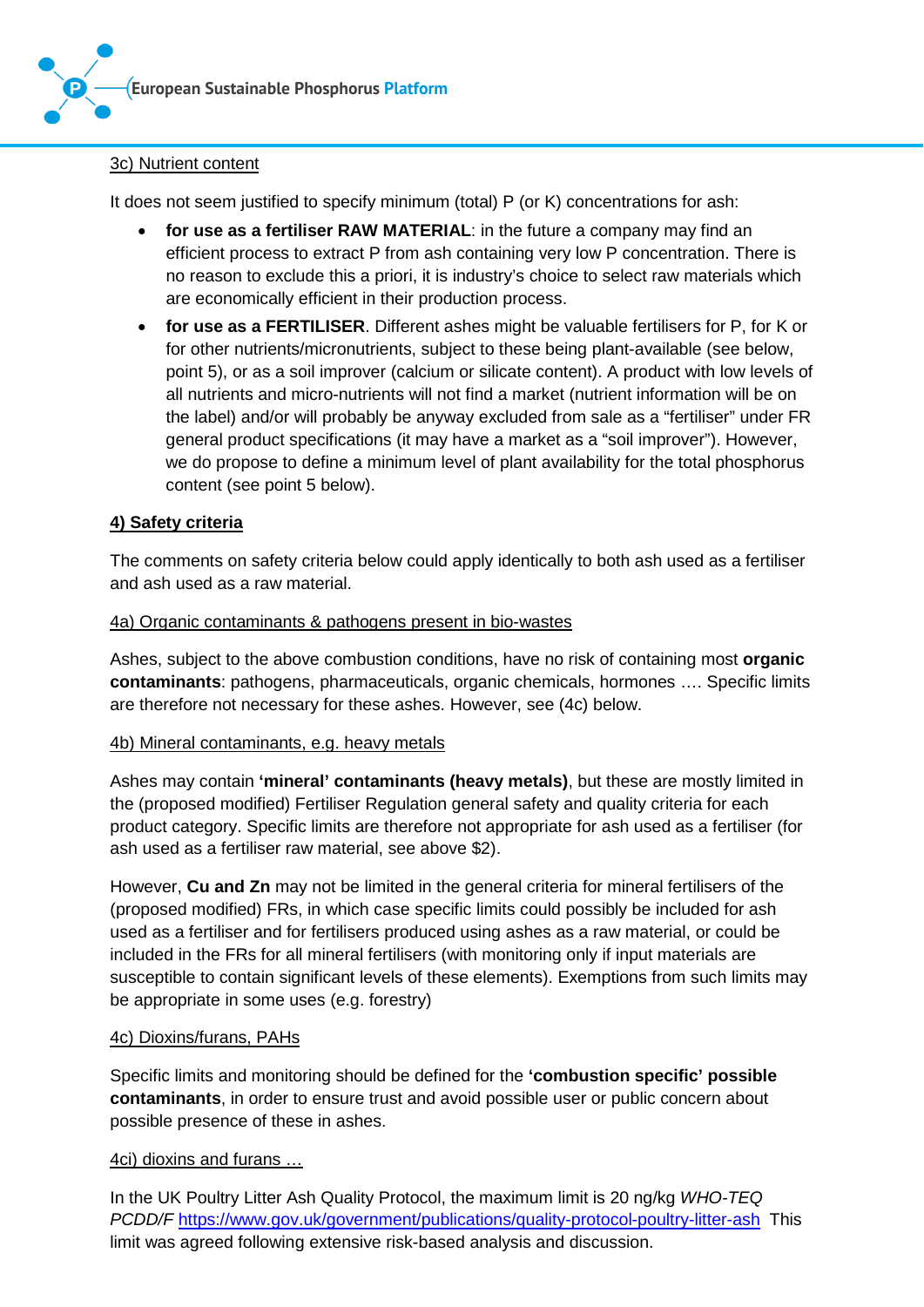3c) Nutrient content

It does not seem justified to specify minimum (total) P (or K) concentrations for ash:

- **for use as a fertiliser RAW MATERIAL**: in the future a company may find an efficient process to extract P from ash containing very low P concentration. There is no reason to exclude this a priori, it is industry's choice to select raw materials which are economically efficient in their production process.
- **for use as a FERTILISER**. Different ashes might be valuable fertilisers for P, for K or for other nutrients/micronutrients, subject to these being plant-available (see below, point 5), or as a soil improver (calcium or silicate content). A product with low levels of all nutrients and micro-nutrients will not find a market (nutrient information will be on the label) and/or will probably be anyway excluded from sale as a "fertiliser" under FR general product specifications (it may have a market as a "soil improver"). However, we do propose to define a minimum level of plant availability for the total phosphorus content (see point 5 below).

## 4) Safety criteria

The comments on safety criteria below could apply identically to both ash used as a fertiliser and ash used as a raw material.

### 4a) Organic contaminants & pathogens present in bio-wastes

Ashes, subject to the above combustion conditions, have no risk of containing most **organic contaminants**: pathogens, pharmaceuticals, organic chemicals, hormones …. Specific limits are therefore not necessary for these ashes. However, see (4c) below.

### 4b) Mineral contaminants, e.g. heavy metals

Ashes may contain **'mineral' contaminants (heavy metals)**, but these are mostly limited in the (proposed modified) Fertiliser Regulation general safety and quality criteria for each product category. Specific limits are therefore not appropriate for ash used as a fertiliser (for ash used as a fertiliser raw material, see above $2).

However, **Cu and Zn** may not be limited in the general criteria for mineral fertilisers of the (proposed modified) FRs, in which case specific limits could possibly be included for ash used as a fertiliser and for fertilisers produced using ashes as a raw material, or could be included in the FRs for all mineral fertilisers (with monitoring only if input materials are susceptible to contain significant levels of these elements). Exemptions from such limits may be appropriate in some uses (e.g. forestry)

### 4c) Dioxins/furans, PAHs

Specific limits and monitoring should be defined for the **'combustion specific' possible contaminants**, in order to ensure trust and avoid possible user or public concern about possible presence of these in ashes.

#### 4ci) dioxins and furans …

In the UK Poultry Litter Ash Quality Protocol, the maximum limit is 20 ng/kg *WHO-TEQ PCDD/F* https://www.gov.uk/government/publications/quality-protocol-poultry-litter-ash This limit was agreed following extensive risk-based analysis and discussion.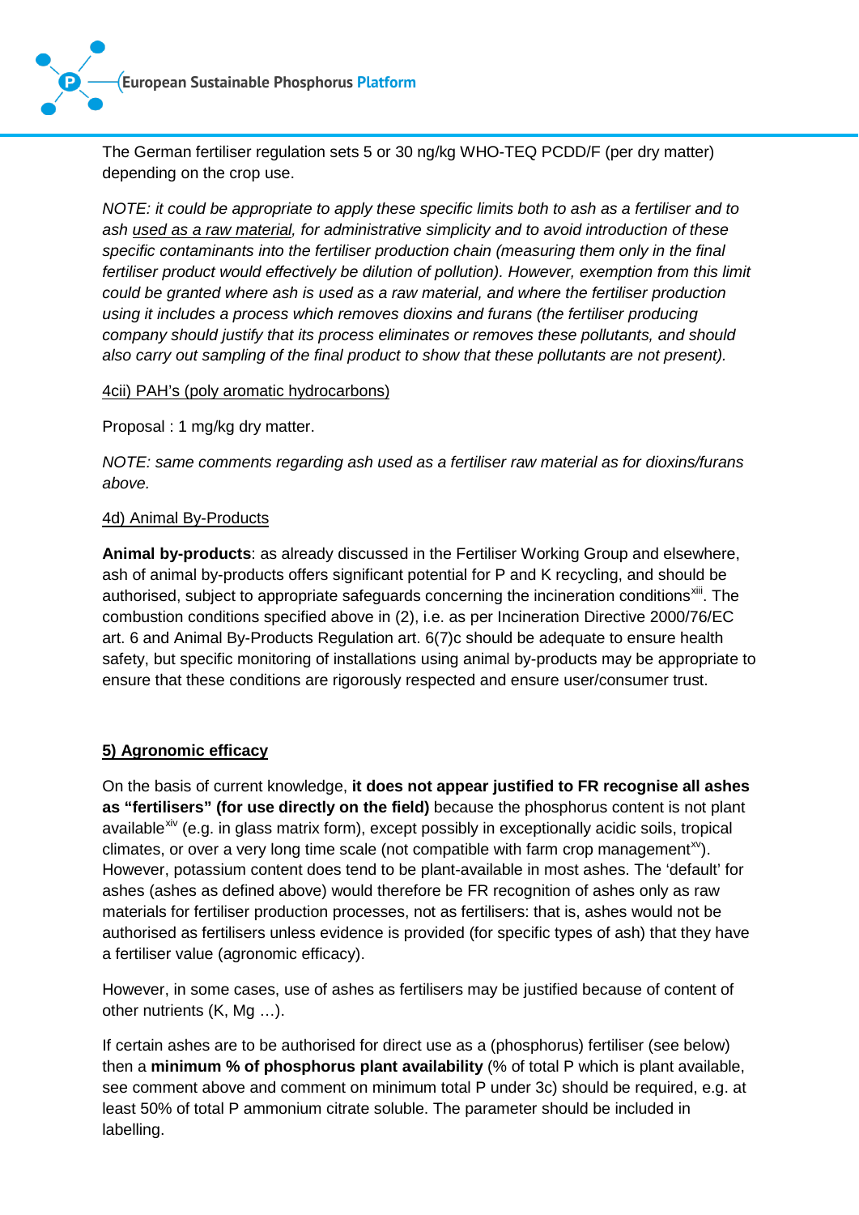The German fertiliser regulation sets 5 or 30 ng/kg WHO-TEQ PCDD/F (per dry matter) depending on the crop use.

*NOTE: it could be appropriate to apply these specific limits both to ash as a fertiliser and to ash used as a raw material, for administrative simplicity and to avoid introduction of these specific contaminants into the fertiliser production chain (measuring them only in the final fertiliser product would effectively be dilution of pollution). However, exemption from this limit could be granted where ash is used as a raw material, and where the fertiliser production using it includes a process which removes dioxins and furans (the fertiliser producing company should justify that its process eliminates or removes these pollutants, and should also carry out sampling of the final product to show that these pollutants are not present).*

4cii) PAH's (poly aromatic hydrocarbons)

Proposal : 1 mg/kg dry matter.

*NOTE: same comments regarding ash used as a fertiliser raw material as for dioxins/furans above.*

4d) Animal By-Products

**Animal by-products**: as already discussed in the Fertiliser Working Group and elsewhere, ash of animal by-products offers significant potential for P and K recycling, and should be authorised, subject to appropriate safeguards concerning the incineration conditions[xiii]. The combustion conditions specified above in (2), i.e. as per Incineration Directive 2000/76/EC art. 6 and Animal By-Products Regulation art. 6(7)c should be adequate to ensure health safety, but specific monitoring of installations using animal by-products may be appropriate to ensure that these conditions are rigorously respected and ensure user/consumer trust.

## 5) Agronomic efficacy

On the basis of current knowledge, **it does not appear justified to FR recognise all ashes as "fertilisers" (for use directly on the field)** because the phosphorus content is not plant available[xiv] (e.g. in glass matrix form), except possibly in exceptionally acidic soils, tropical climates, or over a very long time scale (not compatible with farm crop management[xv]). However, potassium content does tend to be plant-available in most ashes. The 'default' for ashes (ashes as defined above) would therefore be FR recognition of ashes only as raw materials for fertiliser production processes, not as fertilisers: that is, ashes would not be authorised as fertilisers unless evidence is provided (for specific types of ash) that they have a fertiliser value (agronomic efficacy).

However, in some cases, use of ashes as fertilisers may be justified because of content of other nutrients (K, Mg …).

If certain ashes are to be authorised for direct use as a (phosphorus) fertiliser (see below) then a **minimum % of phosphorus plant availability** (% of total P which is plant available, see comment above and comment on minimum total P under 3c) should be required, e.g. at least 50% of total P ammonium citrate soluble. The parameter should be included in labelling.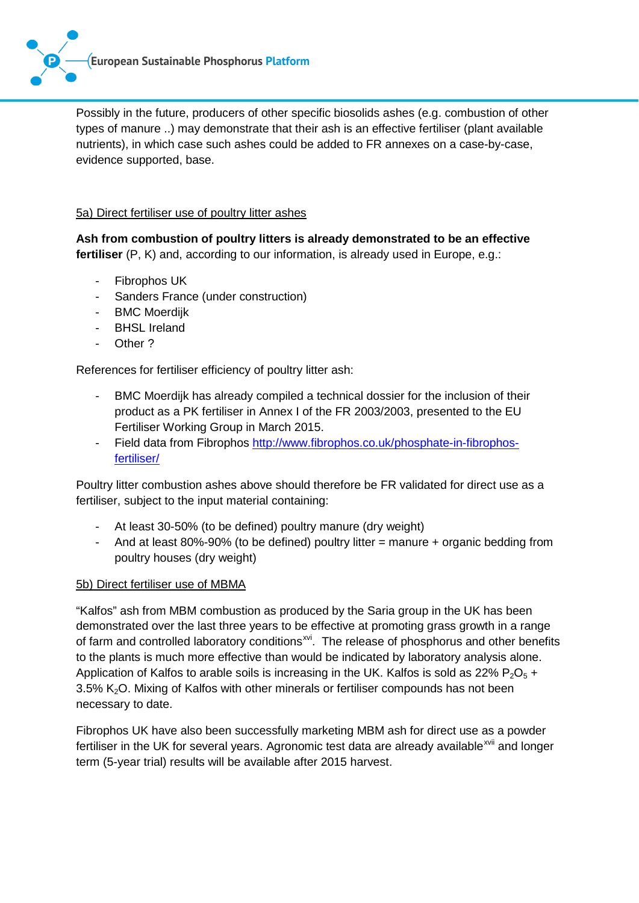Possibly in the future, producers of other specific biosolids ashes (e.g. combustion of other types of manure ..) may demonstrate that their ash is an effective fertiliser (plant available nutrients), in which case such ashes could be added to FR annexes on a case-by-case, evidence supported, base.

5a) Direct fertiliser use of poultry litter ashes

**Ash from combustion of poultry litters is already demonstrated to be an effective fertiliser** (P, K) and, according to our information, is already used in Europe, e.g.:

- Fibrophos UK
- Sanders France (under construction)
- BMC Moerdijk
- BHSL Ireland
- Other ?

References for fertiliser efficiency of poultry litter ash:

- BMC Moerdijk has already compiled a technical dossier for the inclusion of their product as a PK fertiliser in Annex I of the FR 2003/2003, presented to the EU Fertiliser Working Group in March 2015.
- Field data from Fibrophos http://www.fibrophos.co.uk/phosphate-in-fibrophos-fertiliser/

Poultry litter combustion ashes above should therefore be FR validated for direct use as a fertiliser, subject to the input material containing:

- At least 30-50% (to be defined) poultry manure (dry weight)
- And at least 80%-90% (to be defined) poultry litter = manure + organic bedding from poultry houses (dry weight)

5b) Direct fertiliser use of MBMA

"Kalfos" ash from MBM combustion as produced by the Saria group in the UK has been demonstrated over the last three years to be effective at promoting grass growth in a range of farm and controlled laboratory conditions[xvi]. The release of phosphorus and other benefits to the plants is much more effective than would be indicated by laboratory analysis alone. Application of Kalfos to arable soils is increasing in the UK. Kalfos is sold as 22% $P_2O_5$ + 3.5% $K_2O$. Mixing of Kalfos with other minerals or fertiliser compounds has not been necessary to date.

Fibrophos UK have also been successfully marketing MBM ash for direct use as a powder fertiliser in the UK for several years. Agronomic test data are already available[xvii] and longer term (5-year trial) results will be available after 2015 harvest.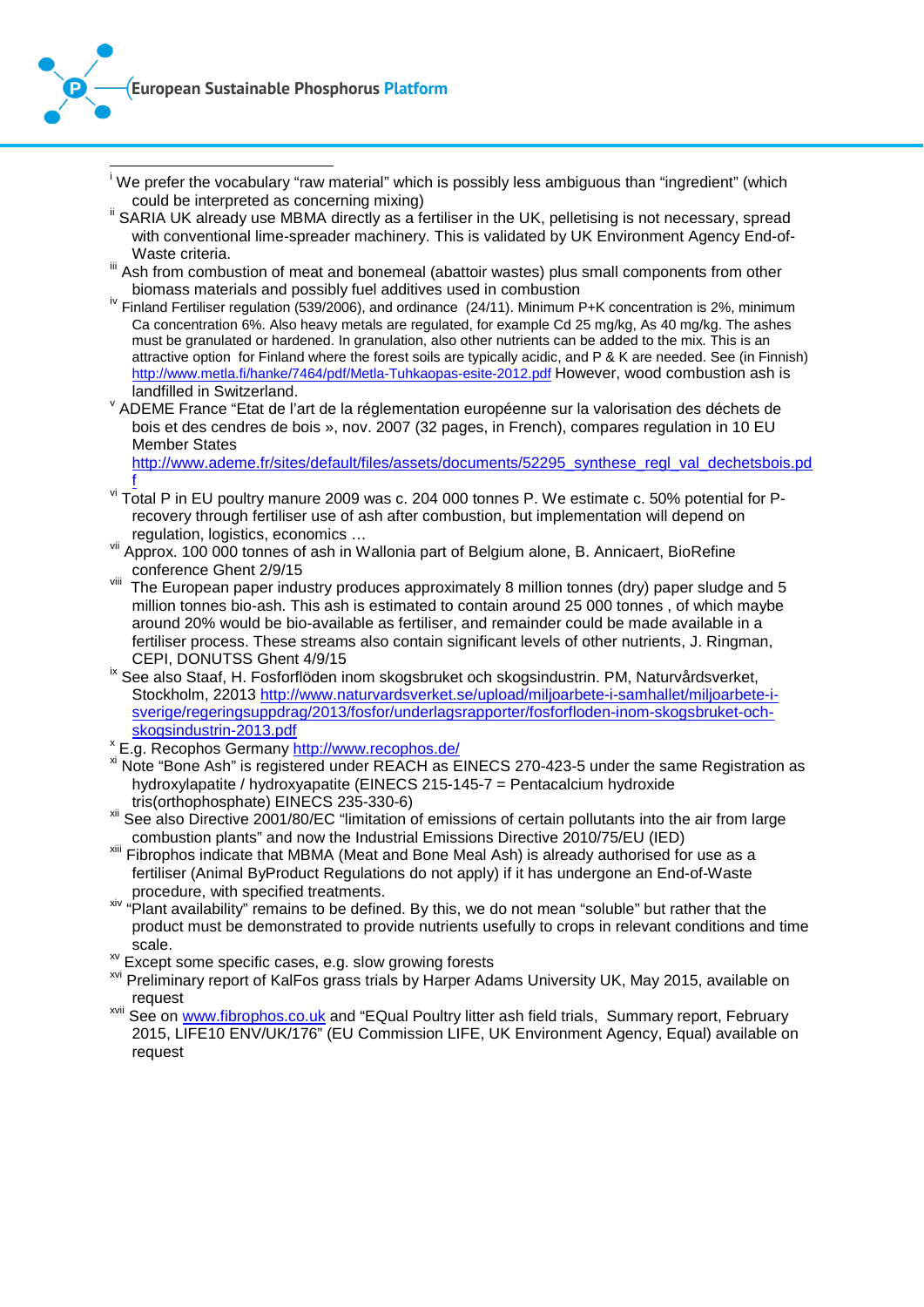[i] We prefer the vocabulary "raw material" which is possibly less ambiguous than "ingredient" (which could be interpreted as concerning mixing)

[ii] SARIA UK already use MBMA directly as a fertiliser in the UK, pelletising is not necessary, spread with conventional lime-spreader machinery. This is validated by UK Environment Agency End-of-Waste criteria.

[iii] Ash from combustion of meat and bonemeal (abattoir wastes) plus small components from other biomass materials and possibly fuel additives used in combustion

[iv] Finland Fertiliser regulation (539/2006), and ordinance (24/11). Minimum P+K concentration is 2%, minimum Ca concentration 6%. Also heavy metals are regulated, for example Cd 25 mg/kg, As 40 mg/kg. The ashes must be granulated or hardened. In granulation, also other nutrients can be added to the mix. This is an attractive option for Finland where the forest soils are typically acidic, and P & K are needed. See (in Finnish) http://www.metla.fi/hanke/7464/pdf/Metla-Tuhkaopas-esite-2012.pdf However, wood combustion ash is landfilled in Switzerland.

[v] ADEME France "Etat de l'art de la réglementation européenne sur la valorisation des déchets de bois et des cendres de bois », nov. 2007 (32 pages, in French), compares regulation in 10 EU Member States http://www.ademe.fr/sites/default/files/assets/documents/52295_synthese_regl_val_dechetsbois.pdf

[vi] Total P in EU poultry manure 2009 was c. 204 000 tonnes P. We estimate c. 50% potential for P-recovery through fertiliser use of ash after combustion, but implementation will depend on regulation, logistics, economics …

[vii] Approx. 100 000 tonnes of ash in Wallonia part of Belgium alone, B. Annicaert, BioRefine conference Ghent 2/9/15

[viii] The European paper industry produces approximately 8 million tonnes (dry) paper sludge and 5 million tonnes bio-ash. This ash is estimated to contain around 25 000 tonnes , of which maybe around 20% would be bio-available as fertiliser, and remainder could be made available in a fertiliser process. These streams also contain significant levels of other nutrients, J. Ringman, CEPI, DONUTSS Ghent 4/9/15

[ix] See also Staaf, H. Fosforflöden inom skogsbruket och skogsindustrin. PM, Naturvårdsverket, Stockholm, 22013 http://www.naturvardsverket.se/upload/miljoarbete-i-samhallet/miljoarbete-i-sverige/regeringsuppdrag/2013/fosfor/underlagsrapporter/fosforfloden-inom-skogsbruket-och-skogsindustrin-2013.pdf

[x] E.g. Recophos Germany http://www.recophos.de/

[xi] Note "Bone Ash" is registered under REACH as EINECS 270-423-5 under the same Registration as hydroxylapatite / hydroxyapatite (EINECS 215-145-7 = Pentacalcium hydroxide tris(orthophosphate) EINECS 235-330-6)

[xii] See also Directive 2001/80/EC "limitation of emissions of certain pollutants into the air from large combustion plants" and now the Industrial Emissions Directive 2010/75/EU (IED)

[xiii] Fibrophos indicate that MBMA (Meat and Bone Meal Ash) is already authorised for use as a fertiliser (Animal ByProduct Regulations do not apply) if it has undergone an End-of-Waste procedure, with specified treatments.

[xiv] "Plant availability" remains to be defined. By this, we do not mean "soluble" but rather that the product must be demonstrated to provide nutrients usefully to crops in relevant conditions and time scale.

[xv] Except some specific cases, e.g. slow growing forests

[xvi] Preliminary report of KalFos grass trials by Harper Adams University UK, May 2015, available on request

[xvii] See on www.fibrophos.co.uk and "EQual Poultry litter ash field trials, Summary report, February 2015, LIFE10 ENV/UK/176" (EU Commission LIFE, UK Environment Agency, Equal) available on request